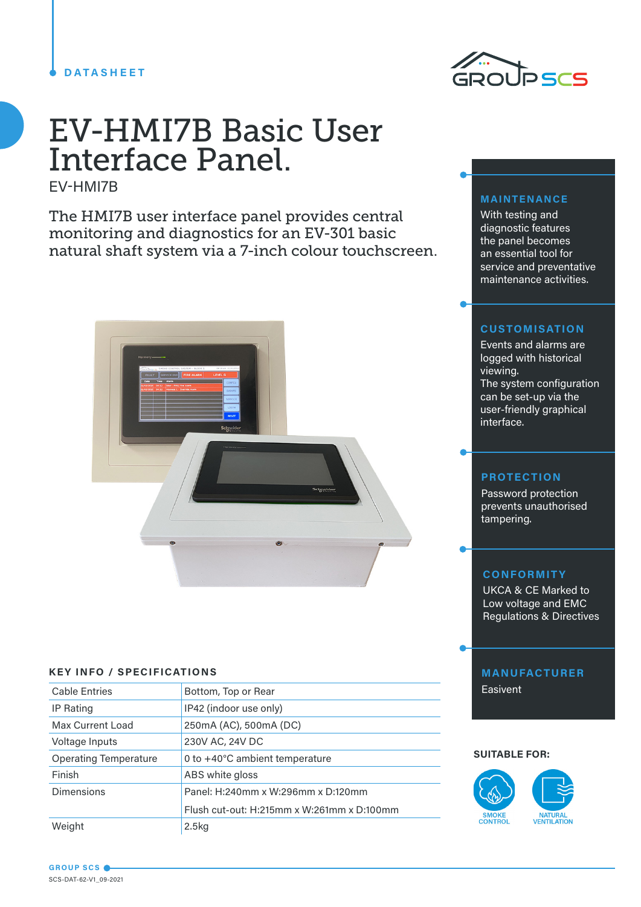DATASHEET

# EV-HMI7B Basic User Interface Panel.

EV-HMI7B

The HMI7B user interface panel provides central monitoring and diagnostics for an EV-301 basic natural shaft system via a 7-inch colour touchscreen.

## MAINTENANCE

With testing and diagnostic features the panel becomes an essential tool for service and preventative maintenance activities.

## CUSTOMISATION

Events and alarms are logged with historical viewing.
The system configuration can be set-up via the user-friendly graphical interface.

## PROTECTION

Password protection prevents unauthorised tampering.

## CONFORMITY

UKCA & CE Marked to Low voltage and EMC Regulations & Directives

## MANUFACTURER

Easivent

## KEY INFO / SPECIFICATIONS

| | |
|---|---|
| Cable Entries | Bottom, Top or Rear |
| IP Rating | IP42 (indoor use only) |
| Max Current Load | 250mA (AC), 500mA (DC) |
| Voltage Inputs | 230V AC, 24V DC |
| Operating Temperature | 0 to +40°C ambient temperature |
| Finish | ABS white gloss |
| Dimensions | Panel: H:240mm x W:296mm x D:120mm |
| | Flush cut-out: H:215mm x W:261mm x D:100mm |
| Weight | 2.5kg |

**SUITABLE FOR:**

SMOKE CONTROL

NATURAL VENTILATION

GROUP SCS

SCS-DAT-62-V1_09-2021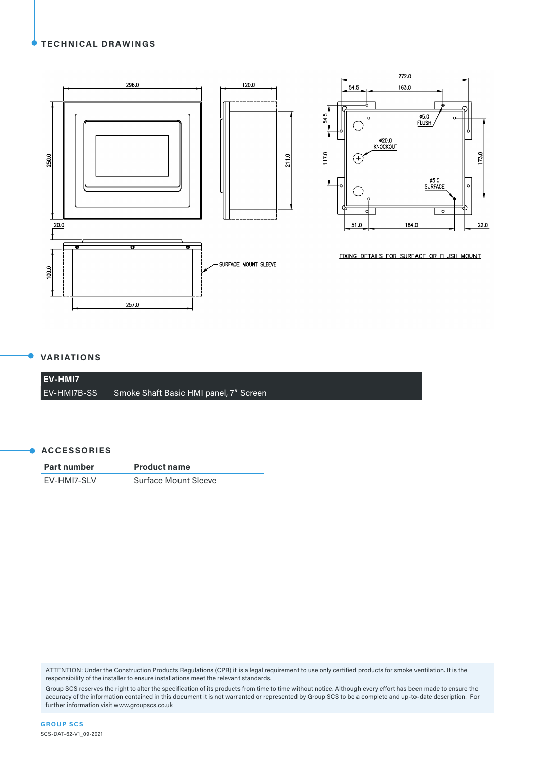## TECHNICAL DRAWINGS

296.0
120.0
250.0
211.0
20.0
100.0
257.0
SURFACE MOUNT SLEEVE

272.0
54.5
163.0
54.5
117.0
ø5.0
FLUSH
ø20.0
KNOCKOUT
173.0
ø5.0
SURFACE
51.0
184.0
22.0

FIXING DETAILS FOR SURFACE OR FLUSH MOUNT

## VARIATIONS

| EV-HMI7 | |
|---|---|
| EV-HMI7B-SS | Smoke Shaft Basic HMI panel, 7" Screen |

## ACCESSORIES

| Part number | Product name |
|---|---|
| EV-HMI7-SLV | Surface Mount Sleeve |

ATTENTION: Under the Construction Products Regulations (CPR) it is a legal requirement to use only certified products for smoke ventilation. It is the responsibility of the installer to ensure installations meet the relevant standards.

Group SCS reserves the right to alter the specification of its products from time to time without notice. Although every effort has been made to ensure the accuracy of the information contained in this document it is not warranted or represented by Group SCS to be a complete and up-to-date description. For further information visit www.groupscs.co.uk

GROUP SCS

SCS-DAT-62-V1_09-2021